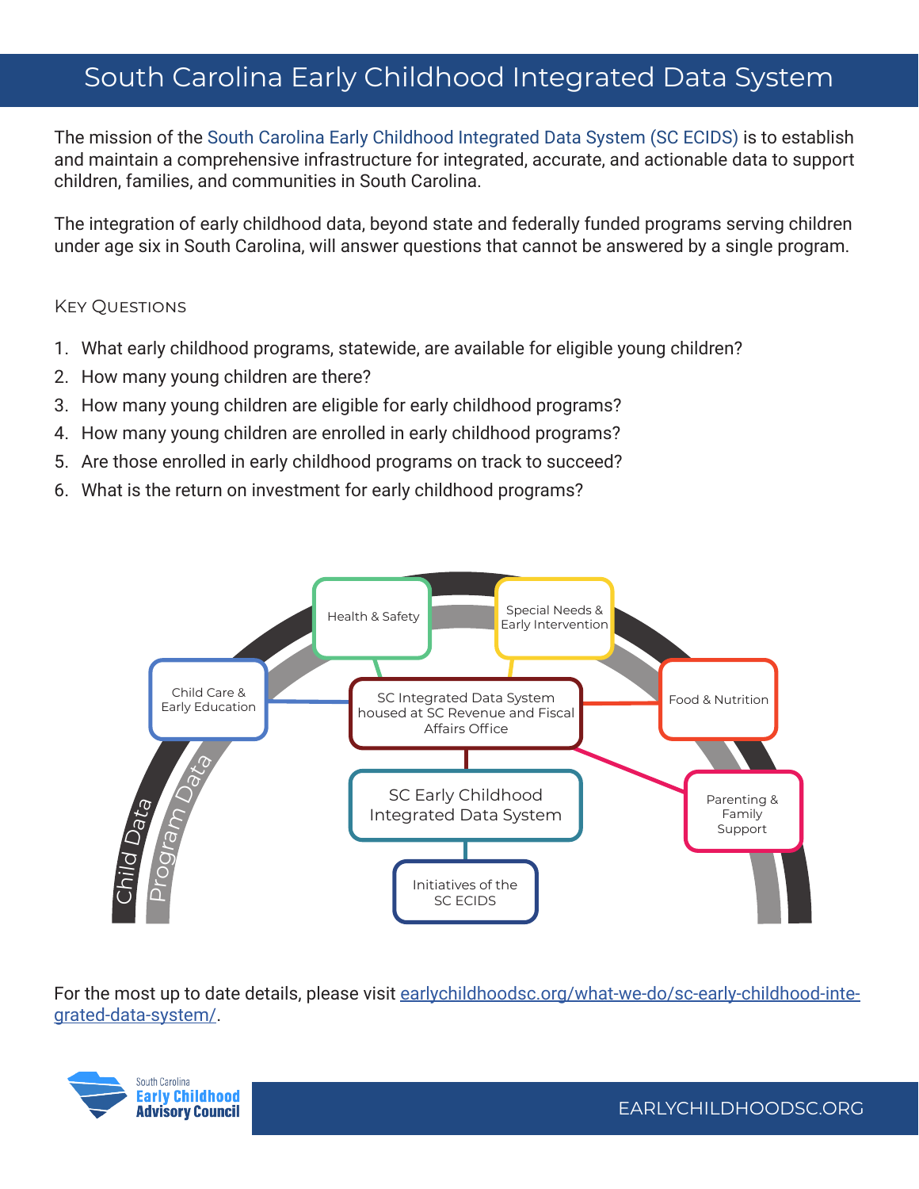# South Carolina Early Childhood Integrated Data System

The mission of the South Carolina Early Childhood Integrated Data System (SC ECIDS) is to establish and maintain a comprehensive infrastructure for integrated, accurate, and actionable data to support children, families, and communities in South Carolina.

The integration of early childhood data, beyond state and federally funded programs serving children under age six in South Carolina, will answer questions that cannot be answered by a single program.

## Key Questions

1. What early childhood programs, statewide, are available for eligible young children?
2. How many young children are there?
3. How many young children are eligible for early childhood programs?
4. How many young children are enrolled in early childhood programs?
5. Are those enrolled in early childhood programs on track to succeed?
6. What is the return on investment for early childhood programs?

Health & Safety

Special Needs & Early Intervention

Child Care & Early Education

SC Integrated Data System housed at SC Revenue and Fiscal Affairs Office

Food & Nutrition

Parenting & Family Support

SC Early Childhood Integrated Data System

Initiatives of the SC ECIDS

Child Data

Program Data

For the most up to date details, please visit [earlychildhoodsc.org/what-we-do/sc-early-childhood-integrated-data-system/](earlychildhoodsc.org/what-we-do/sc-early-childhood-integrated-data-system/).

South Carolina Early Childhood Advisory Council

EARLYCHILDHOODSC.ORG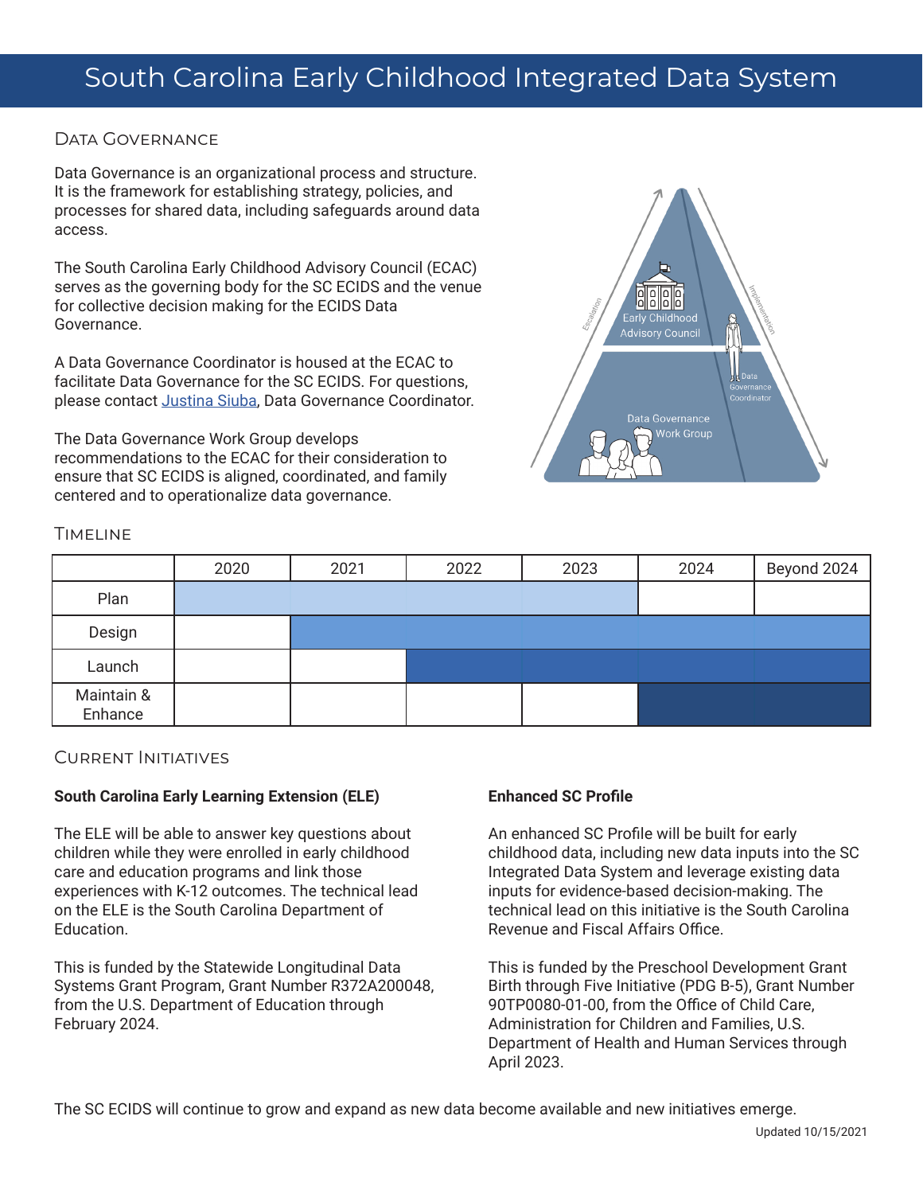# South Carolina Early Childhood Integrated Data System

## Data Governance

Data Governance is an organizational process and structure. It is the framework for establishing strategy, policies, and processes for shared data, including safeguards around data access.

The South Carolina Early Childhood Advisory Council (ECAC) serves as the governing body for the SC ECIDS and the venue for collective decision making for the ECIDS Data Governance.

A Data Governance Coordinator is housed at the ECAC to facilitate Data Governance for the SC ECIDS. For questions, please contact [Justina Siuba](), Data Governance Coordinator.

The Data Governance Work Group develops recommendations to the ECAC for their consideration to ensure that SC ECIDS is aligned, coordinated, and family centered and to operationalize data governance.

Escalation
Early Childhood Advisory Council
Implementation
Data Governance Coordinator
Data Governance Work Group

## Timeline

| | 2020 | 2021 | 2022 | 2023 | 2024 | Beyond 2024 |
|---|---|---|---|---|---|---|
| Plan | | | | | | |
| Design | | | | | | |
| Launch | | | | | | |
| Maintain & Enhance | | | | | | |

## Current Initiatives

**South Carolina Early Learning Extension (ELE)**

The ELE will be able to answer key questions about children while they were enrolled in early childhood care and education programs and link those experiences with K-12 outcomes. The technical lead on the ELE is the South Carolina Department of Education.

This is funded by the Statewide Longitudinal Data Systems Grant Program, Grant Number R372A200048, from the U.S. Department of Education through February 2024.

**Enhanced SC Profile**

An enhanced SC Profile will be built for early childhood data, including new data inputs into the SC Integrated Data System and leverage existing data inputs for evidence-based decision-making. The technical lead on this initiative is the South Carolina Revenue and Fiscal Affairs Office.

This is funded by the Preschool Development Grant Birth through Five Initiative (PDG B-5), Grant Number 90TP0080-01-00, from the Office of Child Care, Administration for Children and Families, U.S. Department of Health and Human Services through April 2023.

The SC ECIDS will continue to grow and expand as new data become available and new initiatives emerge.

Updated 10/15/2021